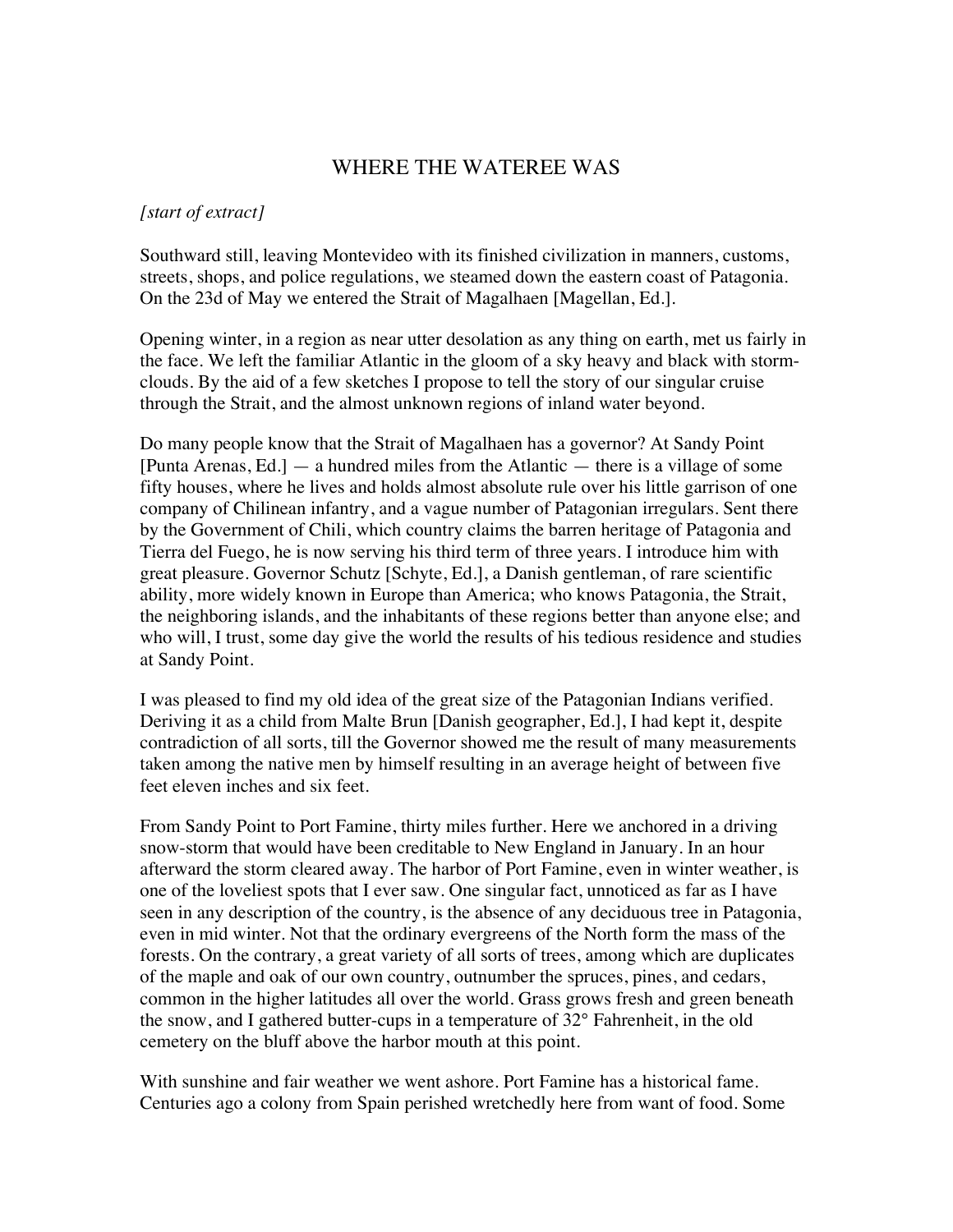# WHERE THE WATEREE WAS

*[start of extract]*

Southward still, leaving Montevideo with its finished civilization in manners, customs, streets, shops, and police regulations, we steamed down the eastern coast of Patagonia. On the 23d of May we entered the Strait of Magalhaen [Magellan, Ed.].

Opening winter, in a region as near utter desolation as any thing on earth, met us fairly in the face. We left the familiar Atlantic in the gloom of a sky heavy and black with storm-clouds. By the aid of a few sketches I propose to tell the story of our singular cruise through the Strait, and the almost unknown regions of inland water beyond.

Do many people know that the Strait of Magalhaen has a governor? At Sandy Point [Punta Arenas, Ed.] — a hundred miles from the Atlantic — there is a village of some fifty houses, where he lives and holds almost absolute rule over his little garrison of one company of Chilinean infantry, and a vague number of Patagonian irregulars. Sent there by the Government of Chili, which country claims the barren heritage of Patagonia and Tierra del Fuego, he is now serving his third term of three years. I introduce him with great pleasure. Governor Schutz [Schyte, Ed.], a Danish gentleman, of rare scientific ability, more widely known in Europe than America; who knows Patagonia, the Strait, the neighboring islands, and the inhabitants of these regions better than anyone else; and who will, I trust, some day give the world the results of his tedious residence and studies at Sandy Point.

I was pleased to find my old idea of the great size of the Patagonian Indians verified. Deriving it as a child from Malte Brun [Danish geographer, Ed.], I had kept it, despite contradiction of all sorts, till the Governor showed me the result of many measurements taken among the native men by himself resulting in an average height of between five feet eleven inches and six feet.

From Sandy Point to Port Famine, thirty miles further. Here we anchored in a driving snow-storm that would have been creditable to New England in January. In an hour afterward the storm cleared away. The harbor of Port Famine, even in winter weather, is one of the loveliest spots that I ever saw. One singular fact, unnoticed as far as I have seen in any description of the country, is the absence of any deciduous tree in Patagonia, even in mid winter. Not that the ordinary evergreens of the North form the mass of the forests. On the contrary, a great variety of all sorts of trees, among which are duplicates of the maple and oak of our own country, outnumber the spruces, pines, and cedars, common in the higher latitudes all over the world. Grass grows fresh and green beneath the snow, and I gathered butter-cups in a temperature of 32° Fahrenheit, in the old cemetery on the bluff above the harbor mouth at this point.

With sunshine and fair weather we went ashore. Port Famine has a historical fame. Centuries ago a colony from Spain perished wretchedly here from want of food. Some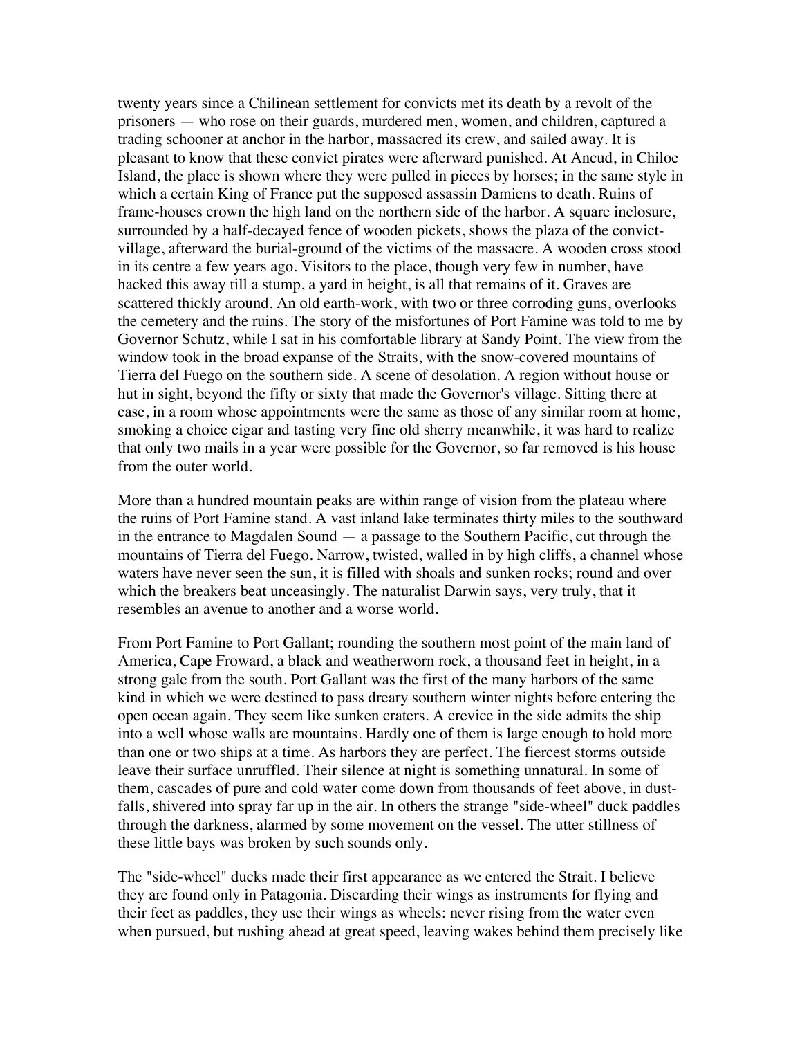twenty years since a Chilinean settlement for convicts met its death by a revolt of the prisoners — who rose on their guards, murdered men, women, and children, captured a trading schooner at anchor in the harbor, massacred its crew, and sailed away. It is pleasant to know that these convict pirates were afterward punished. At Ancud, in Chiloe Island, the place is shown where they were pulled in pieces by horses; in the same style in which a certain King of France put the supposed assassin Damiens to death. Ruins of frame-houses crown the high land on the northern side of the harbor. A square inclosure, surrounded by a half-decayed fence of wooden pickets, shows the plaza of the convict-village, afterward the burial-ground of the victims of the massacre. A wooden cross stood in its centre a few years ago. Visitors to the place, though very few in number, have hacked this away till a stump, a yard in height, is all that remains of it. Graves are scattered thickly around. An old earth-work, with two or three corroding guns, overlooks the cemetery and the ruins. The story of the misfortunes of Port Famine was told to me by Governor Schutz, while I sat in his comfortable library at Sandy Point. The view from the window took in the broad expanse of the Straits, with the snow-covered mountains of Tierra del Fuego on the southern side. A scene of desolation. A region without house or hut in sight, beyond the fifty or sixty that made the Governor's village. Sitting there at ease, in a room whose appointments were the same as those of any similar room at home, smoking a choice cigar and tasting very fine old sherry meanwhile, it was hard to realize that only two mails in a year were possible for the Governor, so far removed is his house from the outer world.

More than a hundred mountain peaks are within range of vision from the plateau where the ruins of Port Famine stand. A vast inland lake terminates thirty miles to the southward in the entrance to Magdalen Sound — a passage to the Southern Pacific, cut through the mountains of Tierra del Fuego. Narrow, twisted, walled in by high cliffs, a channel whose waters have never seen the sun, it is filled with shoals and sunken rocks; round and over which the breakers beat unceasingly. The naturalist Darwin says, very truly, that it resembles an avenue to another and a worse world.

From Port Famine to Port Gallant; rounding the southern most point of the main land of America, Cape Froward, a black and weatherworn rock, a thousand feet in height, in a strong gale from the south. Port Gallant was the first of the many harbors of the same kind in which we were destined to pass dreary southern winter nights before entering the open ocean again. They seem like sunken craters. A crevice in the side admits the ship into a well whose walls are mountains. Hardly one of them is large enough to hold more than one or two ships at a time. As harbors they are perfect. The fiercest storms outside leave their surface unruffled. Their silence at night is something unnatural. In some of them, cascades of pure and cold water come down from thousands of feet above, in dust-falls, shivered into spray far up in the air. In others the strange "side-wheel" duck paddles through the darkness, alarmed by some movement on the vessel. The utter stillness of these little bays was broken by such sounds only.

The "side-wheel" ducks made their first appearance as we entered the Strait. I believe they are found only in Patagonia. Discarding their wings as instruments for flying and their feet as paddles, they use their wings as wheels: never rising from the water even when pursued, but rushing ahead at great speed, leaving wakes behind them precisely like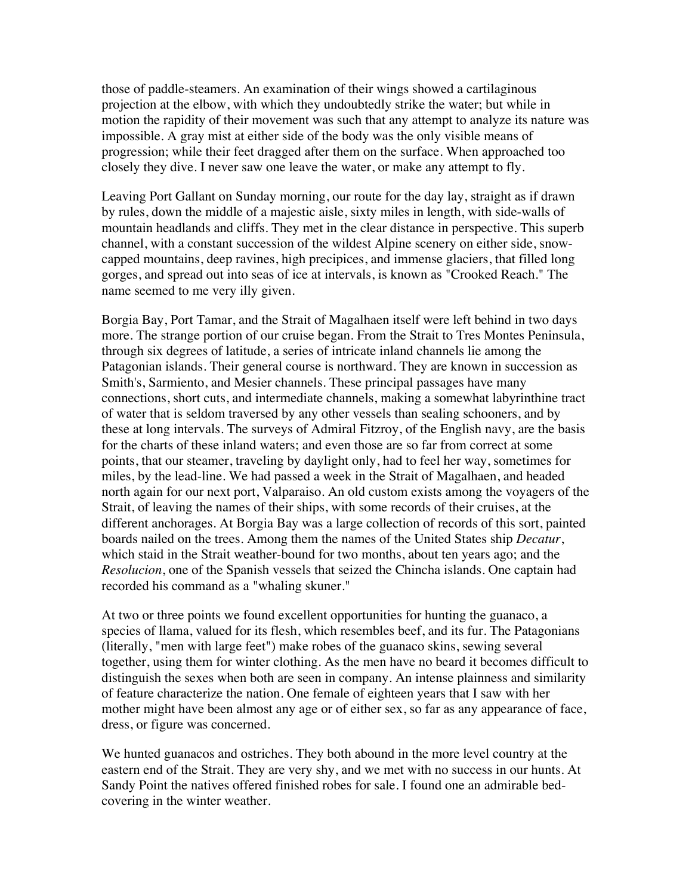those of paddle-steamers. An examination of their wings showed a cartilaginous projection at the elbow, with which they undoubtedly strike the water; but while in motion the rapidity of their movement was such that any attempt to analyze its nature was impossible. A gray mist at either side of the body was the only visible means of progression; while their feet dragged after them on the surface. When approached too closely they dive. I never saw one leave the water, or make any attempt to fly.

Leaving Port Gallant on Sunday morning, our route for the day lay, straight as if drawn by rules, down the middle of a majestic aisle, sixty miles in length, with side-walls of mountain headlands and cliffs. They met in the clear distance in perspective. This superb channel, with a constant succession of the wildest Alpine scenery on either side, snow-capped mountains, deep ravines, high precipices, and immense glaciers, that filled long gorges, and spread out into seas of ice at intervals, is known as "Crooked Reach." The name seemed to me very illy given.

Borgia Bay, Port Tamar, and the Strait of Magalhaen itself were left behind in two days more. The strange portion of our cruise began. From the Strait to Tres Montes Peninsula, through six degrees of latitude, a series of intricate inland channels lie among the Patagonian islands. Their general course is northward. They are known in succession as Smith's, Sarmiento, and Mesier channels. These principal passages have many connections, short cuts, and intermediate channels, making a somewhat labyrinthine tract of water that is seldom traversed by any other vessels than sealing schooners, and by these at long intervals. The surveys of Admiral Fitzroy, of the English navy, are the basis for the charts of these inland waters; and even those are so far from correct at some points, that our steamer, traveling by daylight only, had to feel her way, sometimes for miles, by the lead-line. We had passed a week in the Strait of Magalhaen, and headed north again for our next port, Valparaiso. An old custom exists among the voyagers of the Strait, of leaving the names of their ships, with some records of their cruises, at the different anchorages. At Borgia Bay was a large collection of records of this sort, painted boards nailed on the trees. Among them the names of the United States ship *Decatur*, which staid in the Strait weather-bound for two months, about ten years ago; and the *Resolucion*, one of the Spanish vessels that seized the Chincha islands. One captain had recorded his command as a "whaling skuner."

At two or three points we found excellent opportunities for hunting the guanaco, a species of llama, valued for its flesh, which resembles beef, and its fur. The Patagonians (literally, "men with large feet") make robes of the guanaco skins, sewing several together, using them for winter clothing. As the men have no beard it becomes difficult to distinguish the sexes when both are seen in company. An intense plainness and similarity of feature characterize the nation. One female of eighteen years that I saw with her mother might have been almost any age or of either sex, so far as any appearance of face, dress, or figure was concerned.

We hunted guanacos and ostriches. They both abound in the more level country at the eastern end of the Strait. They are very shy, and we met with no success in our hunts. At Sandy Point the natives offered finished robes for sale. I found one an admirable bed-covering in the winter weather.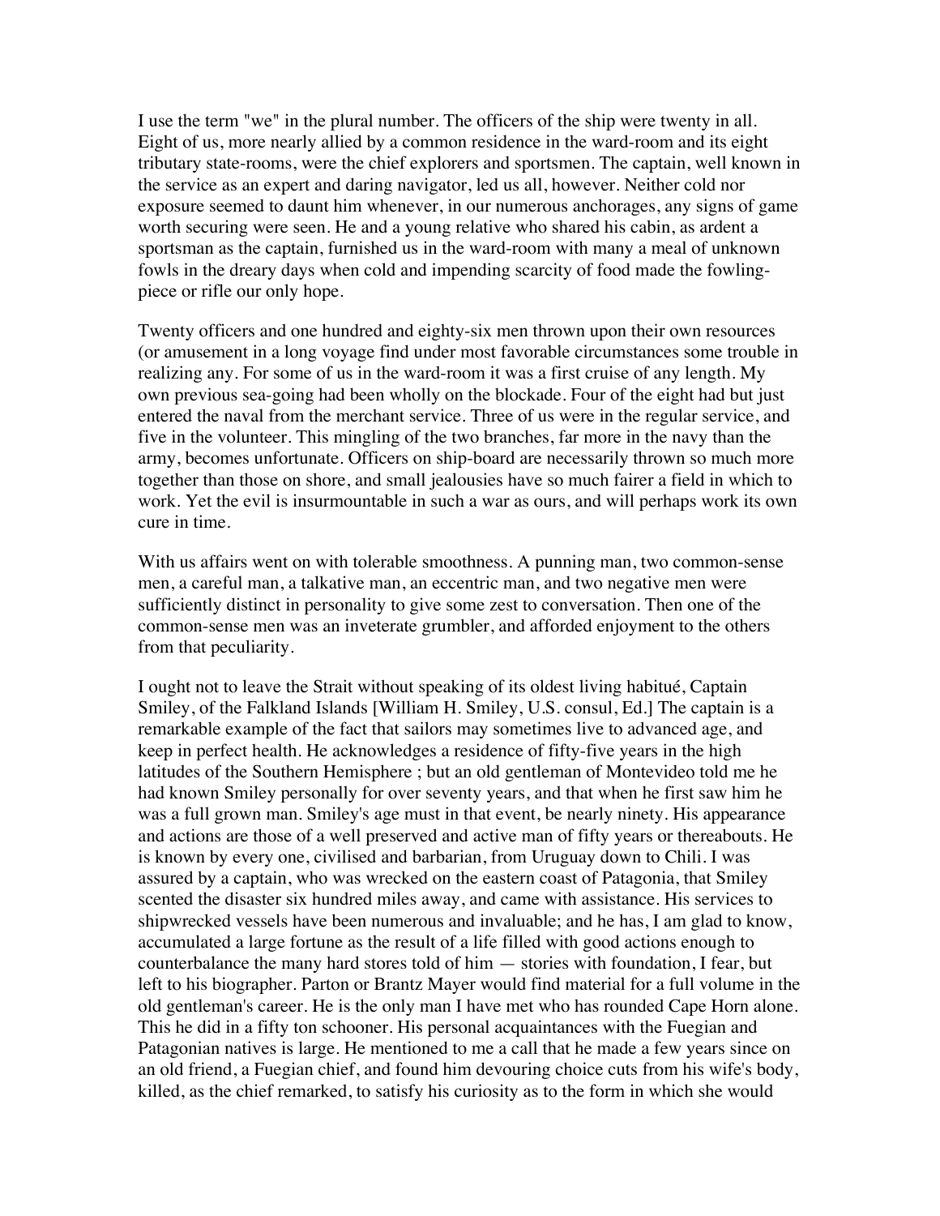I use the term "we" in the plural number. The officers of the ship were twenty in all. Eight of us, more nearly allied by a common residence in the ward-room and its eight tributary state-rooms, were the chief explorers and sportsmen. The captain, well known in the service as an expert and daring navigator, led us all, however. Neither cold nor exposure seemed to daunt him whenever, in our numerous anchorages, any signs of game worth securing were seen. He and a young relative who shared his cabin, as ardent a sportsman as the captain, furnished us in the ward-room with many a meal of unknown fowls in the dreary days when cold and impending scarcity of food made the fowling-piece or rifle our only hope.

Twenty officers and one hundred and eighty-six men thrown upon their own resources (or amusement in a long voyage find under most favorable circumstances some trouble in realizing any. For some of us in the ward-room it was a first cruise of any length. My own previous sea-going had been wholly on the blockade. Four of the eight had but just entered the naval from the merchant service. Three of us were in the regular service, and five in the volunteer. This mingling of the two branches, far more in the navy than the army, becomes unfortunate. Officers on ship-board are necessarily thrown so much more together than those on shore, and small jealousies have so much fairer a field in which to work. Yet the evil is insurmountable in such a war as ours, and will perhaps work its own cure in time.

With us affairs went on with tolerable smoothness. A punning man, two common-sense men, a careful man, a talkative man, an eccentric man, and two negative men were sufficiently distinct in personality to give some zest to conversation. Then one of the common-sense men was an inveterate grumbler, and afforded enjoyment to the others from that peculiarity.

I ought not to leave the Strait without speaking of its oldest living habitué, Captain Smiley, of the Falkland Islands [William H. Smiley, U.S. consul, Ed.] The captain is a remarkable example of the fact that sailors may sometimes live to advanced age, and keep in perfect health. He acknowledges a residence of fifty-five years in the high latitudes of the Southern Hemisphere ; but an old gentleman of Montevideo told me he had known Smiley personally for over seventy years, and that when he first saw him he was a full grown man. Smiley's age must in that event, be nearly ninety. His appearance and actions are those of a well preserved and active man of fifty years or thereabouts. He is known by every one, civilised and barbarian, from Uruguay down to Chili. I was assured by a captain, who was wrecked on the eastern coast of Patagonia, that Smiley scented the disaster six hundred miles away, and came with assistance. His services to shipwrecked vessels have been numerous and invaluable; and he has, I am glad to know, accumulated a large fortune as the result of a life filled with good actions enough to counterbalance the many hard stores told of him — stories with foundation, I fear, but left to his biographer. Parton or Brantz Mayer would find material for a full volume in the old gentleman's career. He is the only man I have met who has rounded Cape Horn alone. This he did in a fifty ton schooner. His personal acquaintances with the Fuegian and Patagonian natives is large. He mentioned to me a call that he made a few years since on an old friend, a Fuegian chief, and found him devouring choice cuts from his wife's body, killed, as the chief remarked, to satisfy his curiosity as to the form in which she would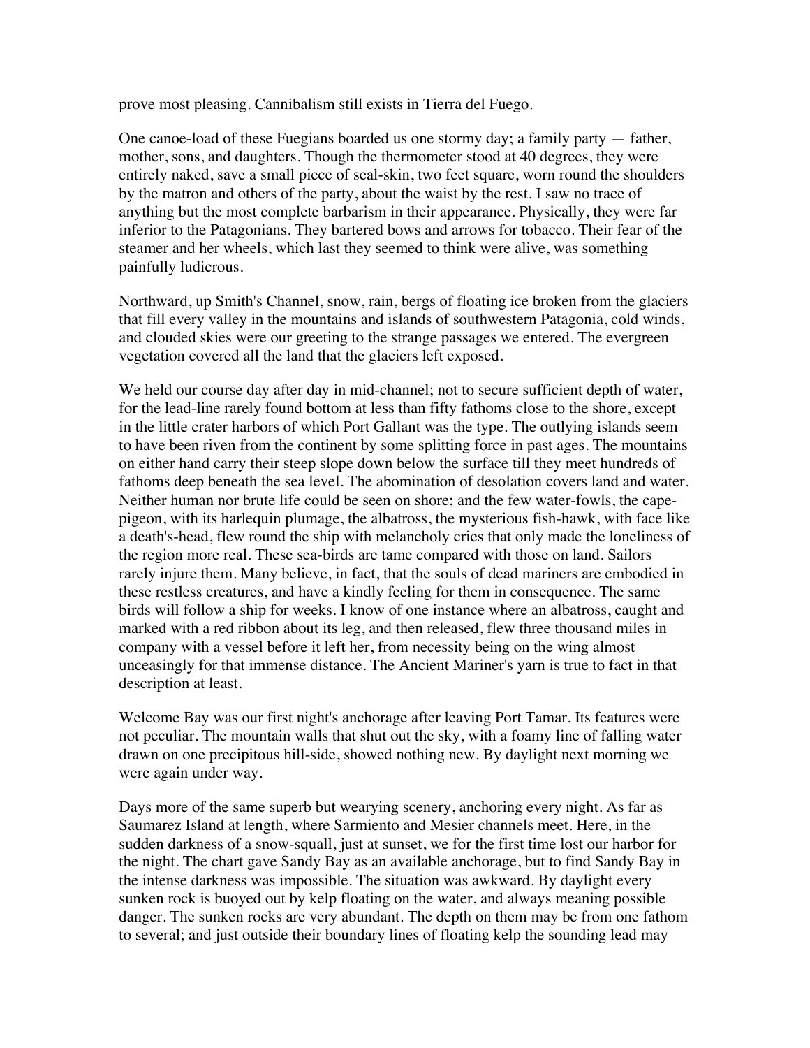prove most pleasing. Cannibalism still exists in Tierra del Fuego.

One canoe-load of these Fuegians boarded us one stormy day; a family party — father, mother, sons, and daughters. Though the thermometer stood at 40 degrees, they were entirely naked, save a small piece of seal-skin, two feet square, worn round the shoulders by the matron and others of the party, about the waist by the rest. I saw no trace of anything but the most complete barbarism in their appearance. Physically, they were far inferior to the Patagonians. They bartered bows and arrows for tobacco. Their fear of the steamer and her wheels, which last they seemed to think were alive, was something painfully ludicrous.

Northward, up Smith's Channel, snow, rain, bergs of floating ice broken from the glaciers that fill every valley in the mountains and islands of southwestern Patagonia, cold winds, and clouded skies were our greeting to the strange passages we entered. The evergreen vegetation covered all the land that the glaciers left exposed.

We held our course day after day in mid-channel; not to secure sufficient depth of water, for the lead-line rarely found bottom at less than fifty fathoms close to the shore, except in the little crater harbors of which Port Gallant was the type. The outlying islands seem to have been riven from the continent by some splitting force in past ages. The mountains on either hand carry their steep slope down below the surface till they meet hundreds of fathoms deep beneath the sea level. The abomination of desolation covers land and water. Neither human nor brute life could be seen on shore; and the few water-fowls, the cape-pigeon, with its harlequin plumage, the albatross, the mysterious fish-hawk, with face like a death's-head, flew round the ship with melancholy cries that only made the loneliness of the region more real. These sea-birds are tame compared with those on land. Sailors rarely injure them. Many believe, in fact, that the souls of dead mariners are embodied in these restless creatures, and have a kindly feeling for them in consequence. The same birds will follow a ship for weeks. I know of one instance where an albatross, caught and marked with a red ribbon about its leg, and then released, flew three thousand miles in company with a vessel before it left her, from necessity being on the wing almost unceasingly for that immense distance. The Ancient Mariner's yarn is true to fact in that description at least.

Welcome Bay was our first night's anchorage after leaving Port Tamar. Its features were not peculiar. The mountain walls that shut out the sky, with a foamy line of falling water drawn on one precipitous hill-side, showed nothing new. By daylight next morning we were again under way.

Days more of the same superb but wearying scenery, anchoring every night. As far as Saumarez Island at length, where Sarmiento and Mesier channels meet. Here, in the sudden darkness of a snow-squall, just at sunset, we for the first time lost our harbor for the night. The chart gave Sandy Bay as an available anchorage, but to find Sandy Bay in the intense darkness was impossible. The situation was awkward. By daylight every sunken rock is buoyed out by kelp floating on the water, and always meaning possible danger. The sunken rocks are very abundant. The depth on them may be from one fathom to several; and just outside their boundary lines of floating kelp the sounding lead may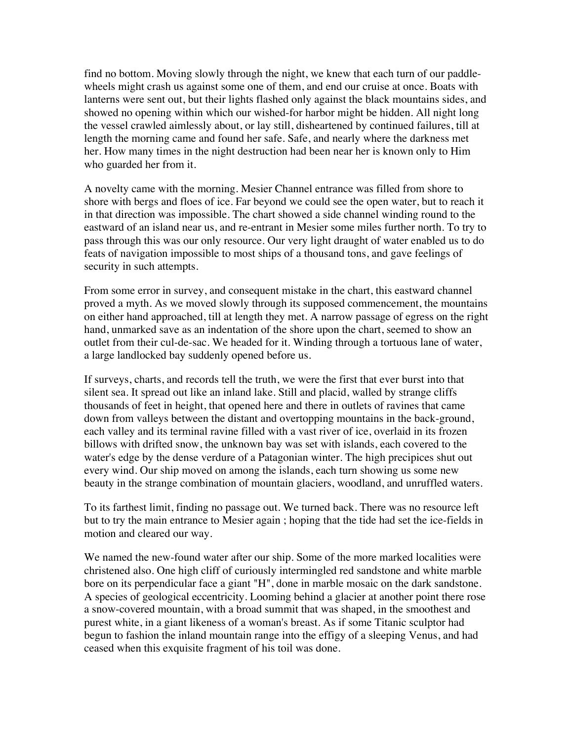find no bottom. Moving slowly through the night, we knew that each turn of our paddle-wheels might crash us out against some one of them, and end our cruise at once. Boats with lanterns were sent out, but their lights flashed only against the black mountains sides, and showed no opening within which our wished-for harbor might be hidden. All night long the vessel crawled aimlessly about, or lay still, disheartened by continued failures, till at length the morning came and found her safe. Safe, and nearly where the darkness met her. How many times in the night destruction had been near her is known only to Him who guarded her from it.

A novelty came with the morning. Mesier Channel entrance was filled from shore to shore with bergs and floes of ice. Far beyond we could see the open water, but to reach it in that direction was impossible. The chart showed a side channel winding round to the eastward of an island near us, and re-entrant in Mesier some miles further north. To try to pass through this was our only resource. Our very light draught of water enabled us to do feats of navigation impossible to most ships of a thousand tons, and gave feelings of security in such attempts.

From some error in survey, and consequent mistake in the chart, this eastward channel proved a myth. As we moved slowly through its supposed commencement, the mountains on either hand approached, till at length they met. A narrow passage of egress on the right hand, unmarked save as an indentation of the shore upon the chart, seemed to show an outlet from their cul-de-sac. We headed for it. Winding through a tortuous lane of water, a large landlocked bay suddenly opened before us.

If surveys, charts, and records tell the truth, we were the first that ever burst into that silent sea. It spread out like an inland lake. Still and placid, walled by strange cliffs thousands of feet in height, that opened here and there in outlets of ravines that came down from valleys between the distant and overtopping mountains in the back-ground, each valley and its terminal ravine filled with a vast river of ice, overlaid in its frozen billows with drifted snow, the unknown bay was set with islands, each covered to the water's edge by the dense verdure of a Patagonian winter. The high precipices shut out every wind. Our ship moved on among the islands, each turn showing us some new beauty in the strange combination of mountain glaciers, woodland, and unruffled waters.

To its farthest limit, finding no passage out. We turned back. There was no resource left but to try the main entrance to Mesier again ; hoping that the tide had set the ice-fields in motion and cleared our way.

We named the new-found water after our ship. Some of the more marked localities were christened also. One high cliff of curiously intermingled red sandstone and white marble bore on its perpendicular face a giant "H", done in marble mosaic on the dark sandstone. A species of geological eccentricity. Looming behind a glacier at another point there rose a snow-covered mountain, with a broad summit that was shaped, in the smoothest and purest white, in a giant likeness of a woman's breast. As if some Titanic sculptor had begun to fashion the inland mountain range into the effigy of a sleeping Venus, and had ceased when this exquisite fragment of his toil was done.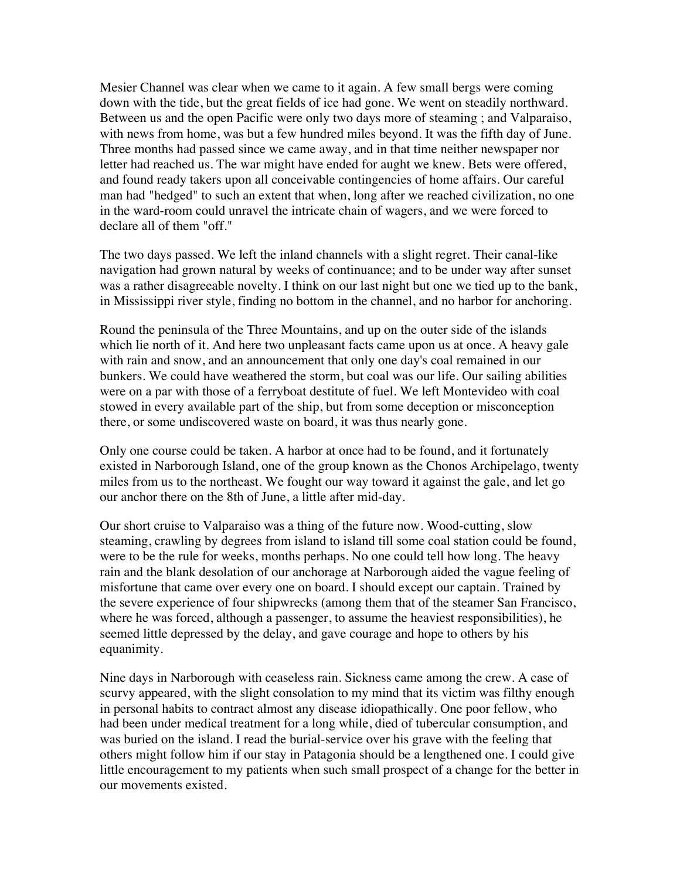Mesier Channel was clear when we came to it again. A few small bergs were coming down with the tide, but the great fields of ice had gone. We went on steadily northward. Between us and the open Pacific were only two days more of steaming ; and Valparaiso, with news from home, was but a few hundred miles beyond. It was the fifth day of June. Three months had passed since we came away, and in that time neither newspaper nor letter had reached us. The war might have ended for aught we knew. Bets were offered, and found ready takers upon all conceivable contingencies of home affairs. Our careful man had "hedged" to such an extent that when, long after we reached civilization, no one in the ward-room could unravel the intricate chain of wagers, and we were forced to declare all of them "off."

The two days passed. We left the inland channels with a slight regret. Their canal-like navigation had grown natural by weeks of continuance; and to be under way after sunset was a rather disagreeable novelty. I think on our last night but one we tied up to the bank, in Mississippi river style, finding no bottom in the channel, and no harbor for anchoring.

Round the peninsula of the Three Mountains, and up on the outer side of the islands which lie north of it. And here two unpleasant facts came upon us at once. A heavy gale with rain and snow, and an announcement that only one day's coal remained in our bunkers. We could have weathered the storm, but coal was our life. Our sailing abilities were on a par with those of a ferryboat destitute of fuel. We left Montevideo with coal stowed in every available part of the ship, but from some deception or misconception there, or some undiscovered waste on board, it was thus nearly gone.

Only one course could be taken. A harbor at once had to be found, and it fortunately existed in Narborough Island, one of the group known as the Chonos Archipelago, twenty miles from us to the northeast. We fought our way toward it against the gale, and let go our anchor there on the 8th of June, a little after mid-day.

Our short cruise to Valparaiso was a thing of the future now. Wood-cutting, slow steaming, crawling by degrees from island to island till some coal station could be found, were to be the rule for weeks, months perhaps. No one could tell how long. The heavy rain and the blank desolation of our anchorage at Narborough aided the vague feeling of misfortune that came over every one on board. I should except our captain. Trained by the severe experience of four shipwrecks (among them that of the steamer San Francisco, where he was forced, although a passenger, to assume the heaviest responsibilities), he seemed little depressed by the delay, and gave courage and hope to others by his equanimity.

Nine days in Narborough with ceaseless rain. Sickness came among the crew. A case of scurvy appeared, with the slight consolation to my mind that its victim was filthy enough in personal habits to contract almost any disease idiopathically. One poor fellow, who had been under medical treatment for a long while, died of tubercular consumption, and was buried on the island. I read the burial-service over his grave with the feeling that others might follow him if our stay in Patagonia should be a lengthened one. I could give little encouragement to my patients when such small prospect of a change for the better in our movements existed.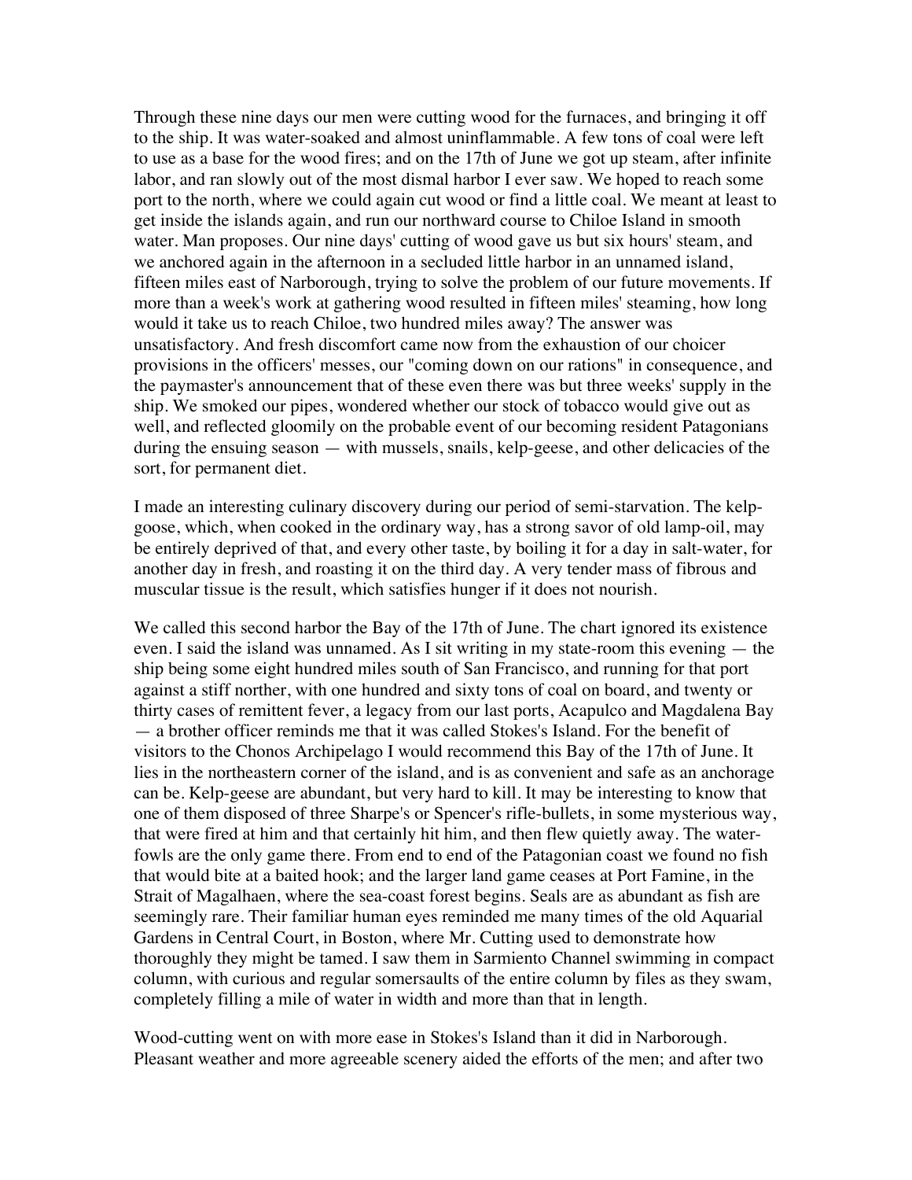Through these nine days our men were cutting wood for the furnaces, and bringing it off to the ship. It was water-soaked and almost uninflammable. A few tons of coal were left to use as a base for the wood fires; and on the 17th of June we got up steam, after infinite labor, and ran slowly out of the most dismal harbor I ever saw. We hoped to reach some port to the north, where we could again cut wood or find a little coal. We meant at least to get inside the islands again, and run our northward course to Chiloe Island in smooth water. Man proposes. Our nine days' cutting of wood gave us but six hours' steam, and we anchored again in the afternoon in a secluded little harbor in an unnamed island, fifteen miles east of Narborough, trying to solve the problem of our future movements. If more than a week's work at gathering wood resulted in fifteen miles' steaming, how long would it take us to reach Chiloe, two hundred miles away? The answer was unsatisfactory. And fresh discomfort came now from the exhaustion of our choicer provisions in the officers' messes, our "coming down on our rations" in consequence, and the paymaster's announcement that of these even there was but three weeks' supply in the ship. We smoked our pipes, wondered whether our stock of tobacco would give out as well, and reflected gloomily on the probable event of our becoming resident Patagonians during the ensuing season — with mussels, snails, kelp-geese, and other delicacies of the sort, for permanent diet.

I made an interesting culinary discovery during our period of semi-starvation. The kelp-goose, which, when cooked in the ordinary way, has a strong savor of old lamp-oil, may be entirely deprived of that, and every other taste, by boiling it for a day in salt-water, for another day in fresh, and roasting it on the third day. A very tender mass of fibrous and muscular tissue is the result, which satisfies hunger if it does not nourish.

We called this second harbor the Bay of the 17th of June. The chart ignored its existence even. I said the island was unnamed. As I sit writing in my state-room this evening — the ship being some eight hundred miles south of San Francisco, and running for that port against a stiff norther, with one hundred and sixty tons of coal on board, and twenty or thirty cases of remittent fever, a legacy from our last ports, Acapulco and Magdalena Bay — a brother officer reminds me that it was called Stokes's Island. For the benefit of visitors to the Chonos Archipelago I would recommend this Bay of the 17th of June. It lies in the northeastern corner of the island, and is as convenient and safe as an anchorage can be. Kelp-geese are abundant, but very hard to kill. It may be interesting to know that one of them disposed of three Sharpe's or Spencer's rifle-bullets, in some mysterious way, that were fired at him and that certainly hit him, and then flew quietly away. The water-fowls are the only game there. From end to end of the Patagonian coast we found no fish that would bite at a baited hook; and the larger land game ceases at Port Famine, in the Strait of Magalhaen, where the sea-coast forest begins. Seals are as abundant as fish are seemingly rare. Their familiar human eyes reminded me many times of the old Aquarial Gardens in Central Court, in Boston, where Mr. Cutting used to demonstrate how thoroughly they might be tamed. I saw them in Sarmiento Channel swimming in compact column, with curious and regular somersaults of the entire column by files as they swam, completely filling a mile of water in width and more than that in length.

Wood-cutting went on with more ease in Stokes's Island than it did in Narborough. Pleasant weather and more agreeable scenery aided the efforts of the men; and after two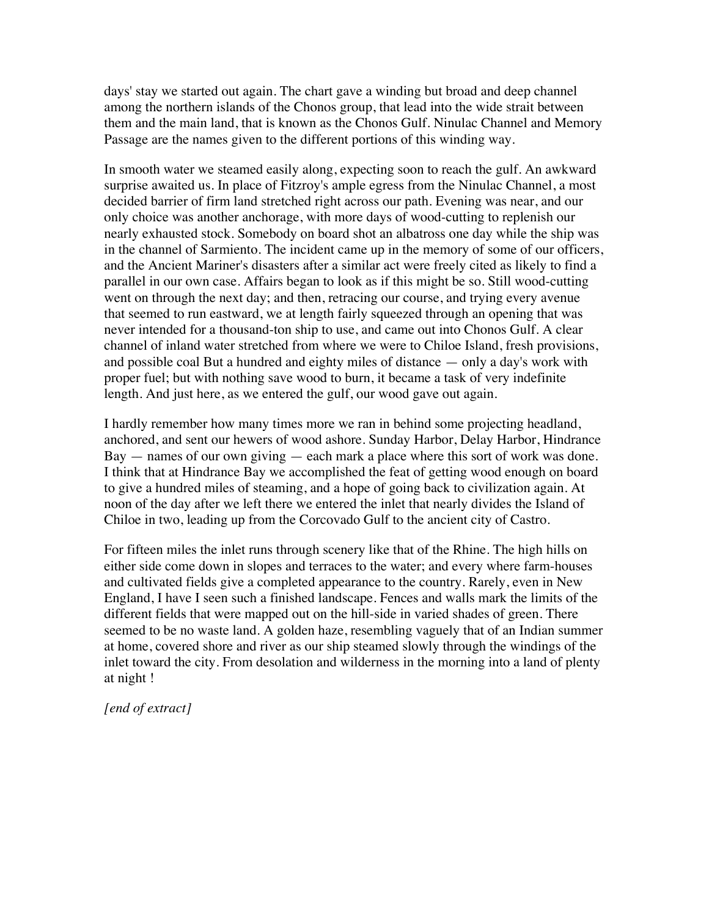days' stay we started out again. The chart gave a winding but broad and deep channel among the northern islands of the Chonos group, that lead into the wide strait between them and the main land, that is known as the Chonos Gulf. Ninulac Channel and Memory Passage are the names given to the different portions of this winding way.

In smooth water we steamed easily along, expecting soon to reach the gulf. An awkward surprise awaited us. In place of Fitzroy's ample egress from the Ninulac Channel, a most decided barrier of firm land stretched right across our path. Evening was near, and our only choice was another anchorage, with more days of wood-cutting to replenish our nearly exhausted stock. Somebody on board shot an albatross one day while the ship was in the channel of Sarmiento. The incident came up in the memory of some of our officers, and the Ancient Mariner's disasters after a similar act were freely cited as likely to find a parallel in our own case. Affairs began to look as if this might be so. Still wood-cutting went on through the next day; and then, retracing our course, and trying every avenue that seemed to run eastward, we at length fairly squeezed through an opening that was never intended for a thousand-ton ship to use, and came out into Chonos Gulf. A clear channel of inland water stretched from where we were to Chiloe Island, fresh provisions, and possible coal But a hundred and eighty miles of distance — only a day's work with proper fuel; but with nothing save wood to burn, it became a task of very indefinite length. And just here, as we entered the gulf, our wood gave out again.

I hardly remember how many times more we ran in behind some projecting headland, anchored, and sent our hewers of wood ashore. Sunday Harbor, Delay Harbor, Hindrance Bay — names of our own giving — each mark a place where this sort of work was done. I think that at Hindrance Bay we accomplished the feat of getting wood enough on board to give a hundred miles of steaming, and a hope of going back to civilization again. At noon of the day after we left there we entered the inlet that nearly divides the Island of Chiloe in two, leading up from the Corcovado Gulf to the ancient city of Castro.

For fifteen miles the inlet runs through scenery like that of the Rhine. The high hills on either side come down in slopes and terraces to the water; and every where farm-houses and cultivated fields give a completed appearance to the country. Rarely, even in New England, I have I seen such a finished landscape. Fences and walls mark the limits of the different fields that were mapped out on the hill-side in varied shades of green. There seemed to be no waste land. A golden haze, resembling vaguely that of an Indian summer at home, covered shore and river as our ship steamed slowly through the windings of the inlet toward the city. From desolation and wilderness in the morning into a land of plenty at night !

*[end of extract]*